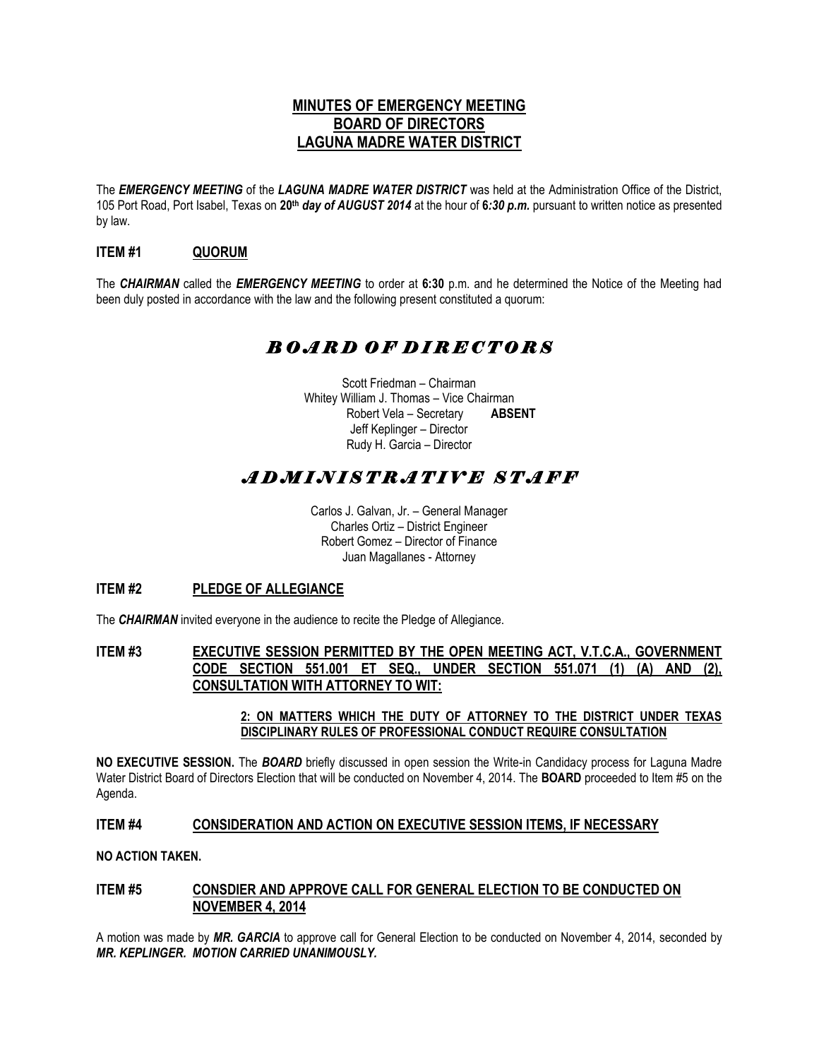# MINUTES OF EMERGENCY MEETING
# BOARD OF DIRECTORS
# LAGUNA MADRE WATER DISTRICT

The ***EMERGENCY MEETING*** of the ***LAGUNA MADRE WATER DISTRICT*** was held at the Administration Office of the District, 105 Port Road, Port Isabel, Texas on **20th *day of AUGUST 2014*** at the hour of **6*:30 p.m.*** pursuant to written notice as presented by law.

## ITEM #1 QUORUM

The ***CHAIRMAN*** called the ***EMERGENCY MEETING*** to order at **6:30** p.m. and he determined the Notice of the Meeting had been duly posted in accordance with the law and the following present constituted a quorum:

## *BOARD OF DIRECTORS*

Scott Friedman – Chairman
Whitey William J. Thomas – Vice Chairman
Robert Vela – Secretary **ABSENT**
Jeff Keplinger – Director
Rudy H. Garcia – Director

## *ADMINISTRATIVE STAFF*

Carlos J. Galvan, Jr. – General Manager
Charles Ortiz – District Engineer
Robert Gomez – Director of Finance
Juan Magallanes - Attorney

## ITEM #2 PLEDGE OF ALLEGIANCE

The ***CHAIRMAN*** invited everyone in the audience to recite the Pledge of Allegiance.

## ITEM #3 EXECUTIVE SESSION PERMITTED BY THE OPEN MEETING ACT, V.T.C.A., GOVERNMENT CODE SECTION 551.001 ET SEQ., UNDER SECTION 551.071 (1) (A) AND (2), CONSULTATION WITH ATTORNEY TO WIT:

**2: ON MATTERS WHICH THE DUTY OF ATTORNEY TO THE DISTRICT UNDER TEXAS DISCIPLINARY RULES OF PROFESSIONAL CONDUCT REQUIRE CONSULTATION**

**NO EXECUTIVE SESSION.** The ***BOARD*** briefly discussed in open session the Write-in Candidacy process for Laguna Madre Water District Board of Directors Election that will be conducted on November 4, 2014. The **BOARD** proceeded to Item #5 on the Agenda.

## ITEM #4 CONSIDERATION AND ACTION ON EXECUTIVE SESSION ITEMS, IF NECESSARY

**NO ACTION TAKEN.**

## ITEM #5 CONSDIER AND APPROVE CALL FOR GENERAL ELECTION TO BE CONDUCTED ON NOVEMBER 4, 2014

A motion was made by ***MR. GARCIA*** to approve call for General Election to be conducted on November 4, 2014, seconded by ***MR. KEPLINGER. MOTION CARRIED UNANIMOUSLY.***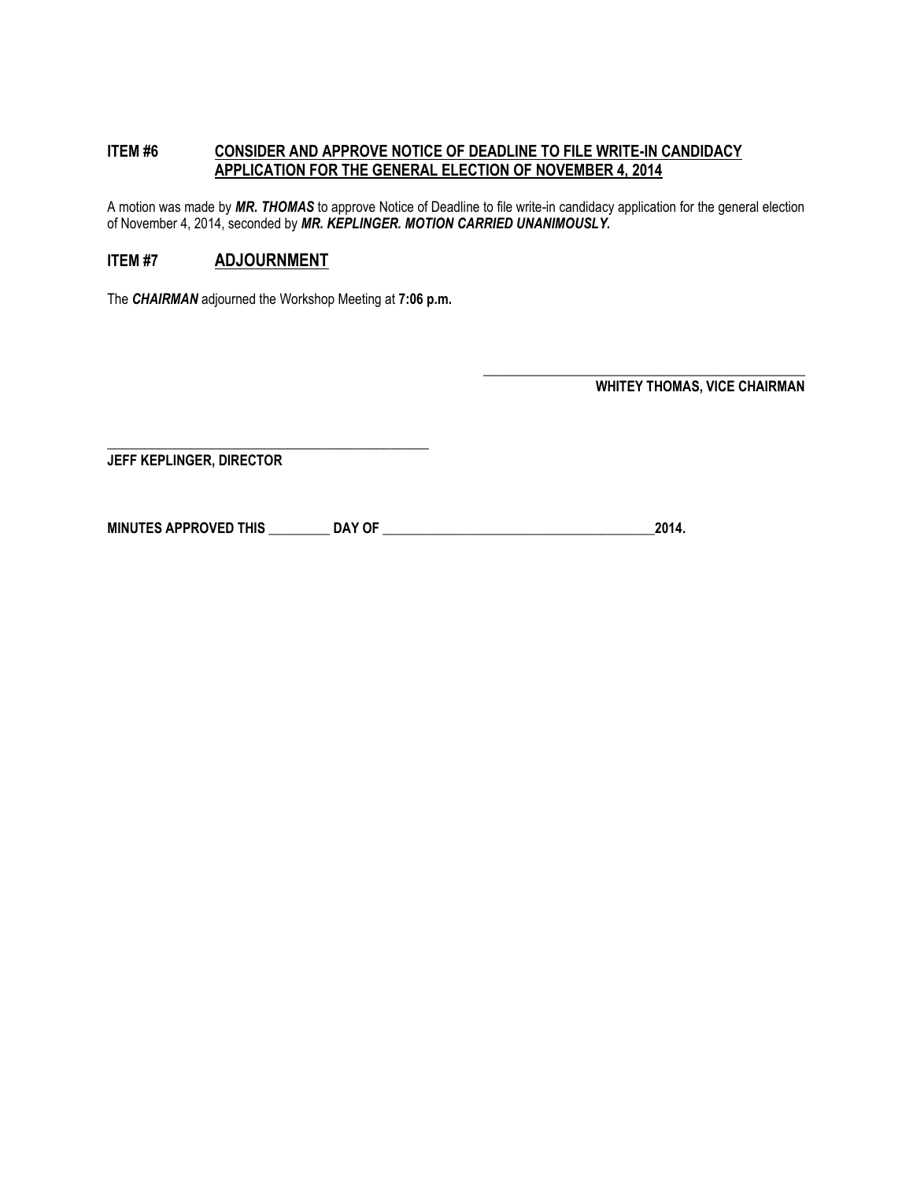**ITEM #6 CONSIDER AND APPROVE NOTICE OF DEADLINE TO FILE WRITE-IN CANDIDACY APPLICATION FOR THE GENERAL ELECTION OF NOVEMBER 4, 2014**

A motion was made by ***MR. THOMAS*** to approve Notice of Deadline to file write-in candidacy application for the general election of November 4, 2014, seconded by ***MR. KEPLINGER. MOTION CARRIED UNANIMOUSLY.***

**ITEM #7 ADJOURNMENT**

The ***CHAIRMAN*** adjourned the Workshop Meeting at **7:06 p.m.**

______________________________________________
**WHITEY THOMAS, VICE CHAIRMAN**

______________________________________________
**JEFF KEPLINGER, DIRECTOR**

**MINUTES APPROVED THIS _________ DAY OF ________________________________________2014.**